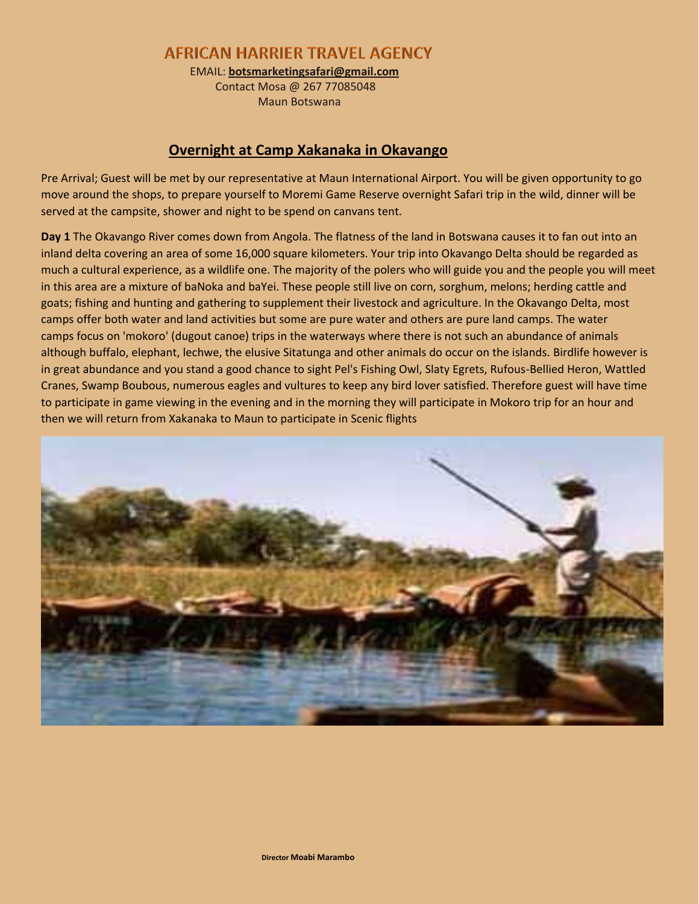# AFRICAN HARRIER TRAVEL AGENCY

EMAIL: **botsmarketingsafari@gmail.com**
Contact Mosa @ 267 77085048
Maun Botswana

## Overnight at Camp Xakanaka in Okavango

Pre Arrival; Guest will be met by our representative at Maun International Airport. You will be given opportunity to go move around the shops, to prepare yourself to Moremi Game Reserve overnight Safari trip in the wild, dinner will be served at the campsite, shower and night to be spend on canvans tent.

**Day 1** The Okavango River comes down from Angola. The flatness of the land in Botswana causes it to fan out into an inland delta covering an area of some 16,000 square kilometers. Your trip into Okavango Delta should be regarded as much a cultural experience, as a wildlife one. The majority of the polers who will guide you and the people you will meet in this area are a mixture of baNoka and baYei. These people still live on corn, sorghum, melons; herding cattle and goats; fishing and hunting and gathering to supplement their livestock and agriculture. In the Okavango Delta, most camps offer both water and land activities but some are pure water and others are pure land camps. The water camps focus on 'mokoro' (dugout canoe) trips in the waterways where there is not such an abundance of animals although buffalo, elephant, lechwe, the elusive Sitatunga and other animals do occur on the islands. Birdlife however is in great abundance and you stand a good chance to sight Pel's Fishing Owl, Slaty Egrets, Rufous-Bellied Heron, Wattled Cranes, Swamp Boubous, numerous eagles and vultures to keep any bird lover satisfied. Therefore guest will have time to participate in game viewing in the evening and in the morning they will participate in Mokoro trip for an hour and then we will return from Xakanaka to Maun to participate in Scenic flights

Director **Moabi Marambo**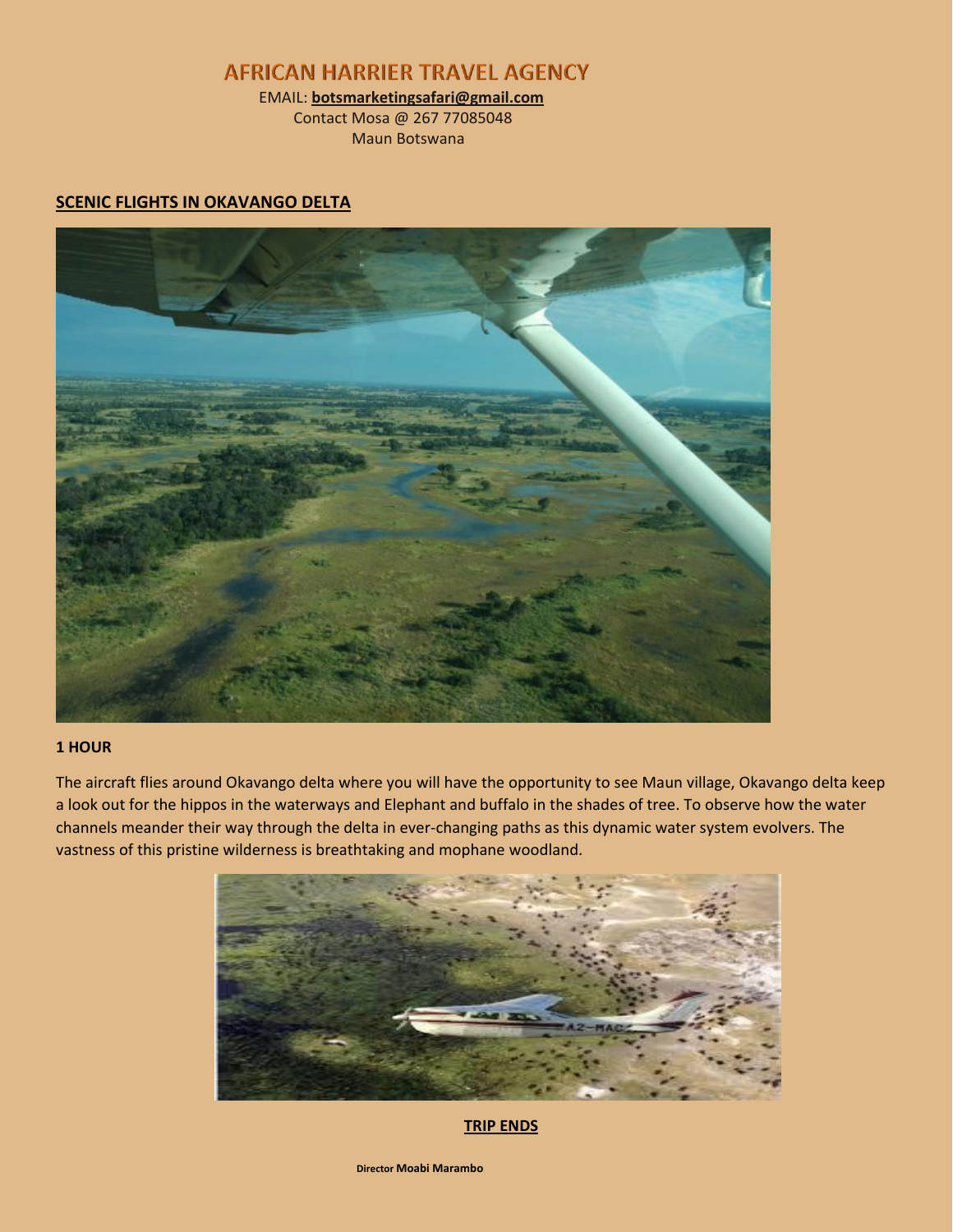# AFRICAN HARRIER TRAVEL AGENCY

EMAIL: **botsmarketingsafari@gmail.com**
Contact Mosa @ 267 77085048
Maun Botswana

## SCENIC FLIGHTS IN OKAVANGO DELTA

**1 HOUR**

The aircraft flies around Okavango delta where you will have the opportunity to see Maun village, Okavango delta keep a look out for the hippos in the waterways and Elephant and buffalo in the shades of tree. To observe how the water channels meander their way through the delta in ever-changing paths as this dynamic water system evolvers. The vastness of this pristine wilderness is breathtaking and mophane woodland.

**TRIP ENDS**

Director **Moabi Marambo**